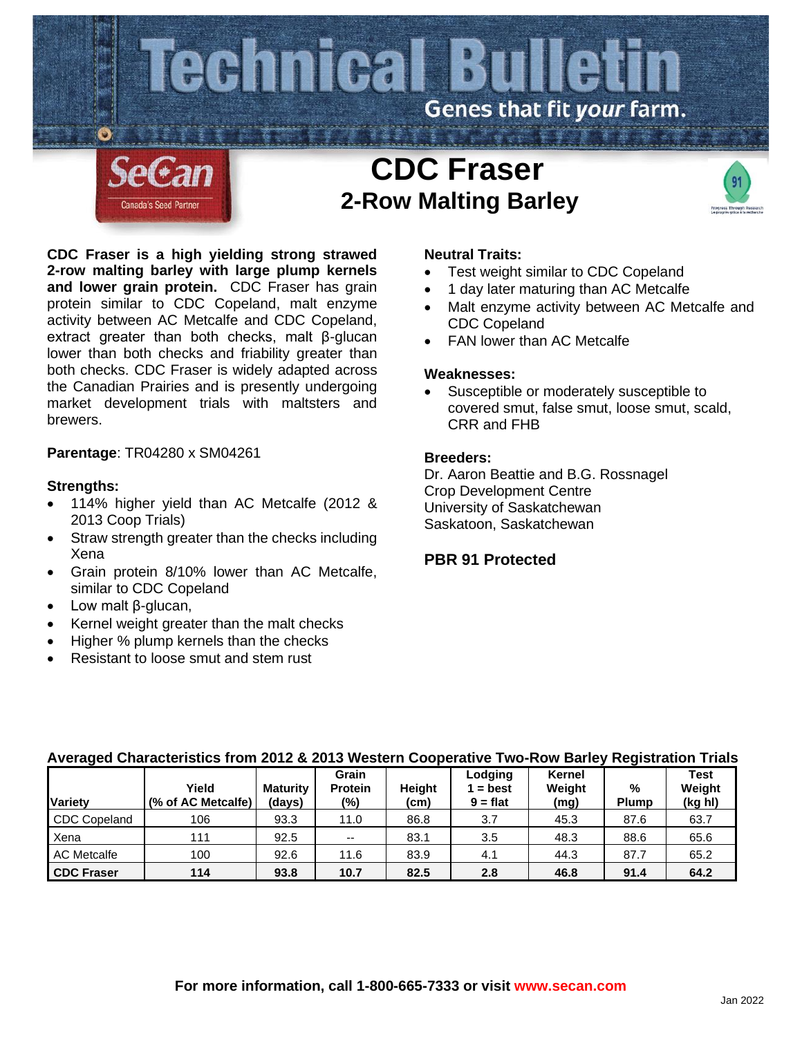# Technical Bulletin

Genes that fit *your* farm.

SeCan
Canada's Seed Partner

# CDC Fraser
## 2-Row Malting Barley

**CDC Fraser is a high yielding strong strawed 2-row malting barley with large plump kernels and lower grain protein.** CDC Fraser has grain protein similar to CDC Copeland, malt enzyme activity between AC Metcalfe and CDC Copeland, extract greater than both checks, malt β-glucan lower than both checks and friability greater than both checks. CDC Fraser is widely adapted across the Canadian Prairies and is presently undergoing market development trials with maltsters and brewers.

**Parentage**: TR04280 x SM04261

### Strengths:

- 114% higher yield than AC Metcalfe (2012 & 2013 Coop Trials)
- Straw strength greater than the checks including Xena
- Grain protein 8/10% lower than AC Metcalfe, similar to CDC Copeland
- Low malt β-glucan,
- Kernel weight greater than the malt checks
- Higher % plump kernels than the checks
- Resistant to loose smut and stem rust

### Neutral Traits:

- Test weight similar to CDC Copeland
- 1 day later maturing than AC Metcalfe
- Malt enzyme activity between AC Metcalfe and CDC Copeland
- FAN lower than AC Metcalfe

### Weaknesses:

- Susceptible or moderately susceptible to covered smut, false smut, loose smut, scald, CRR and FHB

### Breeders:

Dr. Aaron Beattie and B.G. Rossnagel
Crop Development Centre
University of Saskatchewan
Saskatoon, Saskatchewan

### PBR 91 Protected

**Averaged Characteristics from 2012 & 2013 Western Cooperative Two-Row Barley Registration Trials**

| Variety | Yield (% of AC Metcalfe) | Maturity (days) | Grain Protein (%) | Height (cm) | Lodging 1 = best 9 = flat | Kernel Weight (mg) | % Plump | Test Weight (kg hl) |
|---|---|---|---|---|---|---|---|---|
| CDC Copeland | 106 | 93.3 | 11.0 | 86.8 | 3.7 | 45.3 | 87.6 | 63.7 |
| Xena | 111 | 92.5 | -- | 83.1 | 3.5 | 48.3 | 88.6 | 65.6 |
| AC Metcalfe | 100 | 92.6 | 11.6 | 83.9 | 4.1 | 44.3 | 87.7 | 65.2 |
| **CDC Fraser** | **114** | **93.8** | **10.7** | **82.5** | **2.8** | **46.8** | **91.4** | **64.2** |

**For more information, call 1-800-665-7333 or visit www.secan.com**

Jan 2022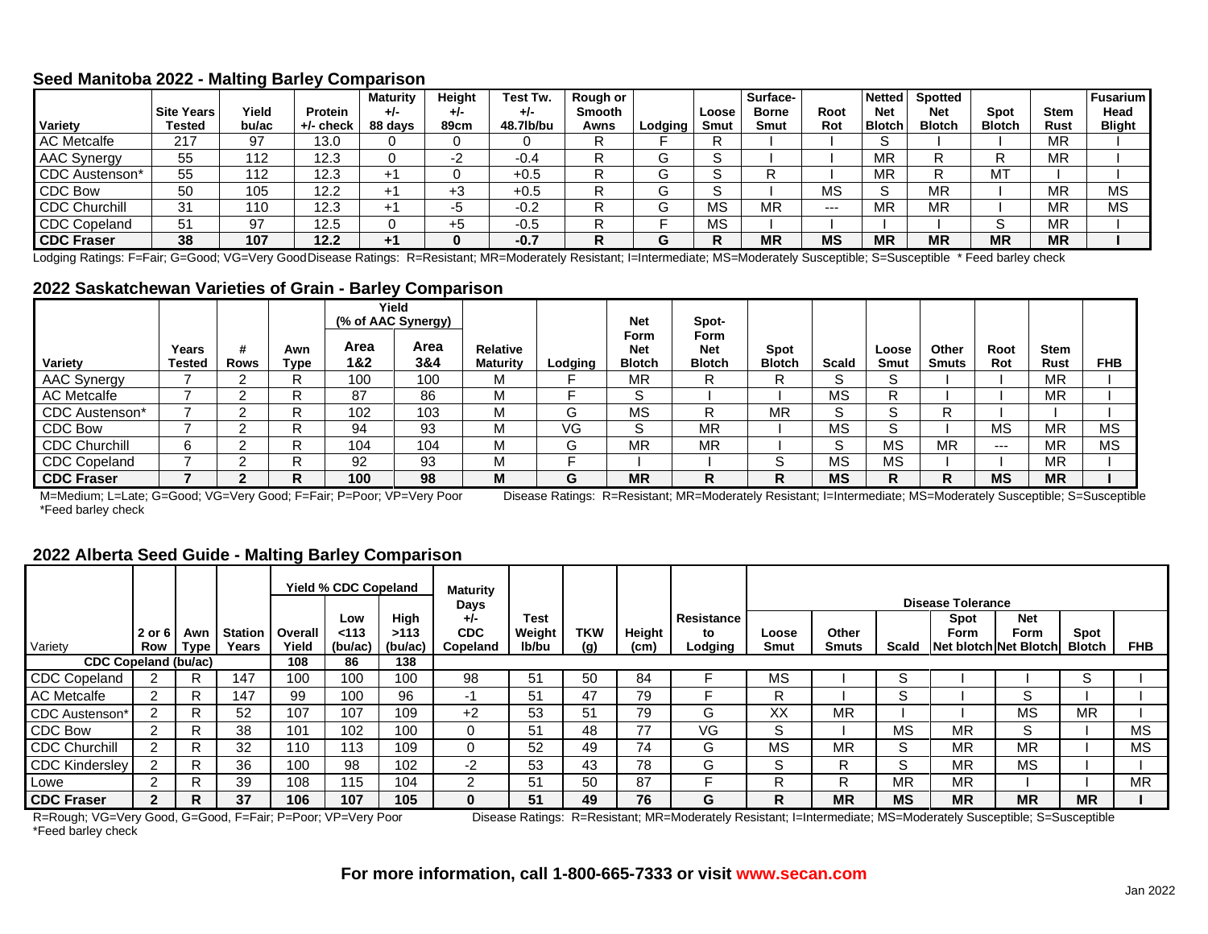## Seed Manitoba 2022 - Malting Barley Comparison

| Variety | Site Years Tested | Yield bu/ac | Protein +/- check | Maturity +/- 88 days | Height +/- 89cm | Test Tw. +/- 48.7lb/bu | Rough or Smooth Awns | Lodging | Loose Smut | Surface-Borne Smut | Root Rot | Netted Net Blotch | Spotted Net Blotch | Spot Blotch | Stem Rust | Fusarium Head Blight |
|---|---|---|---|---|---|---|---|---|---|---|---|---|---|---|---|---|
| AC Metcalfe | 217 | 97 | 13.0 | 0 | 0 | 0 | R | F | R | I | I | S | I | I | MR | I |
| AAC Synergy | 55 | 112 | 12.3 | 0 | -2 | -0.4 | R | G | S | I | I | MR | R | R | MR | I |
| CDC Austenson* | 55 | 112 | 12.3 | +1 | 0 | +0.5 | R | G | S | R | I | MR | R | MT | I | I |
| CDC Bow | 50 | 105 | 12.2 | +1 | +3 | +0.5 | R | G | S | I | MS | S | MR | I | MR | MS |
| CDC Churchill | 31 | 110 | 12.3 | +1 | -5 | -0.2 | R | G | MS | MR | --- | MR | MR | I | MR | MS |
| CDC Copeland | 51 | 97 | 12.5 | 0 | +5 | -0.5 | R | F | MS | I | I | I | I | S | MR | I |
| **CDC Fraser** | **38** | **107** | **12.2** | **+1** | **0** | **-0.7** | **R** | **G** | **R** | **MR** | **MS** | **MR** | **MR** | **MR** | **MR** | **I** |

Lodging Ratings: F=Fair; G=Good; VG=Very Good Disease Ratings: R=Resistant; MR=Moderately Resistant; I=Intermediate; MS=Moderately Susceptible; S=Susceptible * Feed barley check

## 2022 Saskatchewan Varieties of Grain - Barley Comparison

| Variety | Years Tested | # Rows | Awn Type | Yield (% of AAC Synergy) Area 1&2 | Area 3&4 | Relative Maturity | Lodging | Net Form Net Blotch | Spot-Form Net Blotch | Spot Blotch | Scald | Loose Smut | Other Smuts | Root Rot | Stem Rust | FHB |
|---|---|---|---|---|---|---|---|---|---|---|---|---|---|---|---|---|
| AAC Synergy | 7 | 2 | R | 100 | 100 | M | F | MR | R | R | S | S | I | I | MR | I |
| AC Metcalfe | 7 | 2 | R | 87 | 86 | M | F | S | I | I | MS | R | I | I | MR | I |
| CDC Austenson* | 7 | 2 | R | 102 | 103 | M | G | MS | R | MR | S | S | R | I | I | I |
| CDC Bow | 7 | 2 | R | 94 | 93 | M | VG | S | MR | I | MS | S | I | MS | MR | MS |
| CDC Churchill | 6 | 2 | R | 104 | 104 | M | G | MR | MR | I | S | MS | MR | --- | MR | MS |
| CDC Copeland | 7 | 2 | R | 92 | 93 | M | F | I | I | S | MS | MS | I | I | MR | I |
| **CDC Fraser** | **7** | **2** | **R** | **100** | **98** | **M** | **G** | **MR** | **R** | **R** | **MS** | **R** | **R** | **MS** | **MR** | **I** |

M=Medium; L=Late; G=Good; VG=Very Good; F=Fair; P=Poor; VP=Very Poor  Disease Ratings: R=Resistant; MR=Moderately Resistant; I=Intermediate; MS=Moderately Susceptible; S=Susceptible
*Feed barley check

## 2022 Alberta Seed Guide - Malting Barley Comparison

| Variety | 2 or 6 Row | Awn Type | Station Years | Yield % CDC Copeland Overall Yield | Low <113 (bu/ac) | High >113 (bu/ac) | Maturity Days +/- CDC Copeland | Test Weight lb/bu | TKW (g) | Height (cm) | Resistance to Lodging | Disease Tolerance Loose Smut | Other Smuts | Scald | Spot Form Net blotch | Net Form Net Blotch | Spot Blotch | FHB |
|---|---|---|---|---|---|---|---|---|---|---|---|---|---|---|---|---|---|---|
| CDC Copeland (bu/ac) | | | | 108 | 86 | 138 | | | | | | | | | | | | |
| CDC Copeland | 2 | R | 147 | 100 | 100 | 100 | 98 | 51 | 50 | 84 | F | MS | I | S | I | I | S | I |
| AC Metcalfe | 2 | R | 147 | 99 | 100 | 96 | -1 | 51 | 47 | 79 | F | R | I | S | I | S | I | I |
| CDC Austenson* | 2 | R | 52 | 107 | 107 | 109 | +2 | 53 | 51 | 79 | G | XX | MR | I | I | MS | MR | I |
| CDC Bow | 2 | R | 38 | 101 | 102 | 100 | 0 | 51 | 48 | 77 | VG | S | I | MS | MR | S | I | MS |
| CDC Churchill | 2 | R | 32 | 110 | 113 | 109 | 0 | 52 | 49 | 74 | G | MS | MR | S | MR | MR | I | MS |
| CDC Kindersley | 2 | R | 36 | 100 | 98 | 102 | -2 | 53 | 43 | 78 | G | S | R | S | MR | MS | I | I |
| Lowe | 2 | R | 39 | 108 | 115 | 104 | 2 | 51 | 50 | 87 | F | R | R | MR | MR | I | I | MR |
| **CDC Fraser** | **2** | **R** | **37** | **106** | **107** | **105** | **0** | **51** | **49** | **76** | **G** | **R** | **MR** | **MS** | **MR** | **MR** | **MR** | **I** |

R=Rough; VG=Very Good, G=Good, F=Fair; P=Poor; VP=Very Poor  Disease Ratings: R=Resistant; MR=Moderately Resistant; I=Intermediate; MS=Moderately Susceptible; S=Susceptible
*Feed barley check

**For more information, call 1-800-665-7333 or visit www.secan.com**

Jan 2022